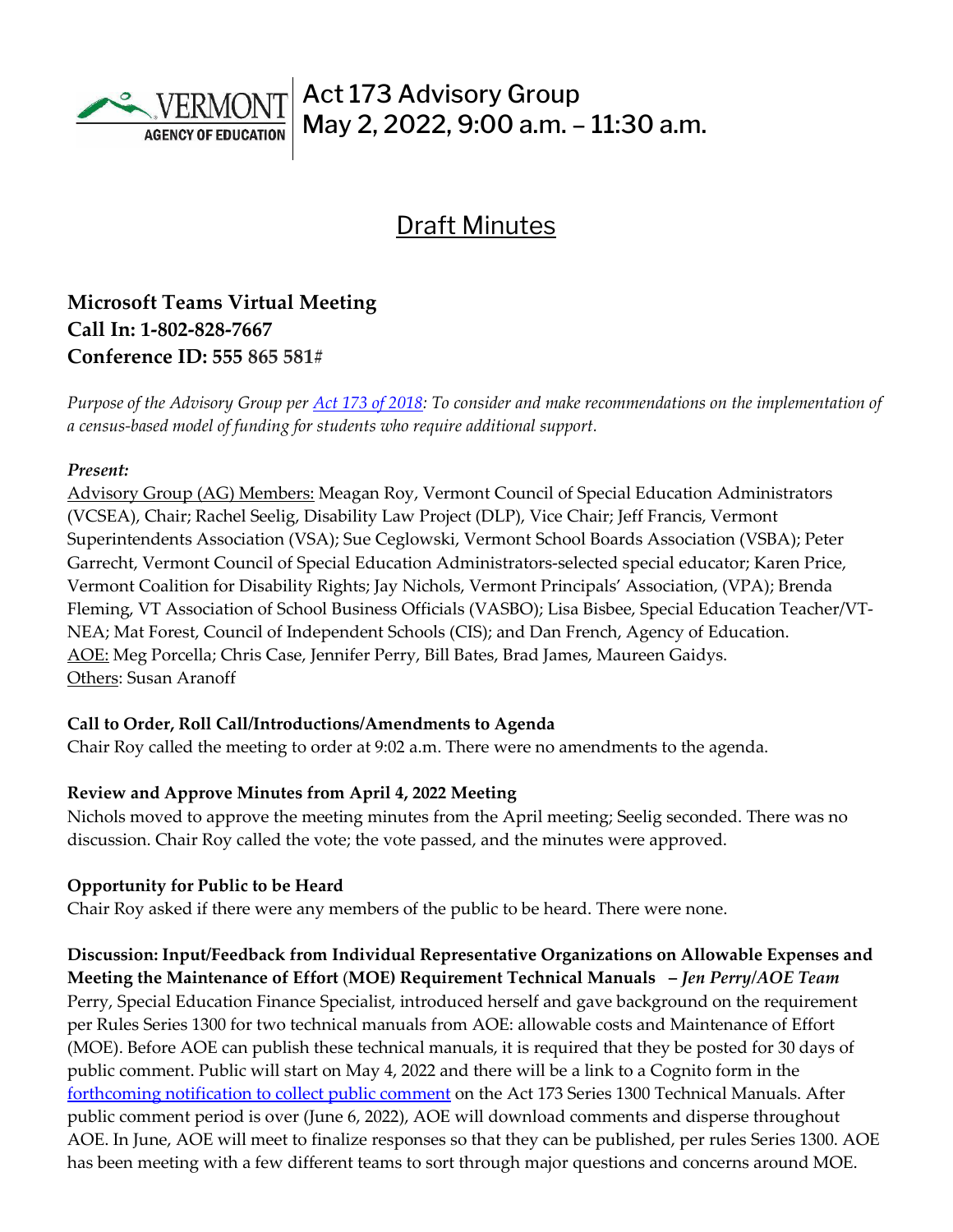# Act 173 Advisory Group
## May 2, 2022, 9:00 a.m. – 11:30 a.m.

## Draft Minutes

**Microsoft Teams Virtual Meeting**
**Call In: 1-802-828-7667**
**Conference ID: 555 865 581#**

*Purpose of the Advisory Group per [Act 173 of 2018](): To consider and make recommendations on the implementation of a census-based model of funding for students who require additional support.*

***Present:***

Advisory Group (AG) Members: Meagan Roy, Vermont Council of Special Education Administrators (VCSEA), Chair; Rachel Seelig, Disability Law Project (DLP), Vice Chair; Jeff Francis, Vermont Superintendents Association (VSA); Sue Ceglowski, Vermont School Boards Association (VSBA); Peter Garrecht, Vermont Council of Special Education Administrators-selected special educator; Karen Price, Vermont Coalition for Disability Rights; Jay Nichols, Vermont Principals' Association, (VPA); Brenda Fleming, VT Association of School Business Officials (VASBO); Lisa Bisbee, Special Education Teacher/VT-NEA; Mat Forest, Council of Independent Schools (CIS); and Dan French, Agency of Education.
AOE: Meg Porcella; Chris Case, Jennifer Perry, Bill Bates, Brad James, Maureen Gaidys.
Others: Susan Aranoff

**Call to Order, Roll Call/Introductions/Amendments to Agenda**

Chair Roy called the meeting to order at 9:02 a.m. There were no amendments to the agenda.

**Review and Approve Minutes from April 4, 2022 Meeting**

Nichols moved to approve the meeting minutes from the April meeting; Seelig seconded. There was no discussion. Chair Roy called the vote; the vote passed, and the minutes were approved.

**Opportunity for Public to be Heard**

Chair Roy asked if there were any members of the public to be heard. There were none.

**Discussion: Input/Feedback from Individual Representative Organizations on Allowable Expenses and Meeting the Maintenance of Effort (MOE) Requirement Technical Manuals** – ***Jen Perry/AOE Team***

Perry, Special Education Finance Specialist, introduced herself and gave background on the requirement per Rules Series 1300 for two technical manuals from AOE: allowable costs and Maintenance of Effort (MOE). Before AOE can publish these technical manuals, it is required that they be posted for 30 days of public comment. Public will start on May 4, 2022 and there will be a link to a Cognito form in the [forthcoming notification to collect public comment]() on the Act 173 Series 1300 Technical Manuals. After public comment period is over (June 6, 2022), AOE will download comments and disperse throughout AOE. In June, AOE will meet to finalize responses so that they can be published, per rules Series 1300. AOE has been meeting with a few different teams to sort through major questions and concerns around MOE.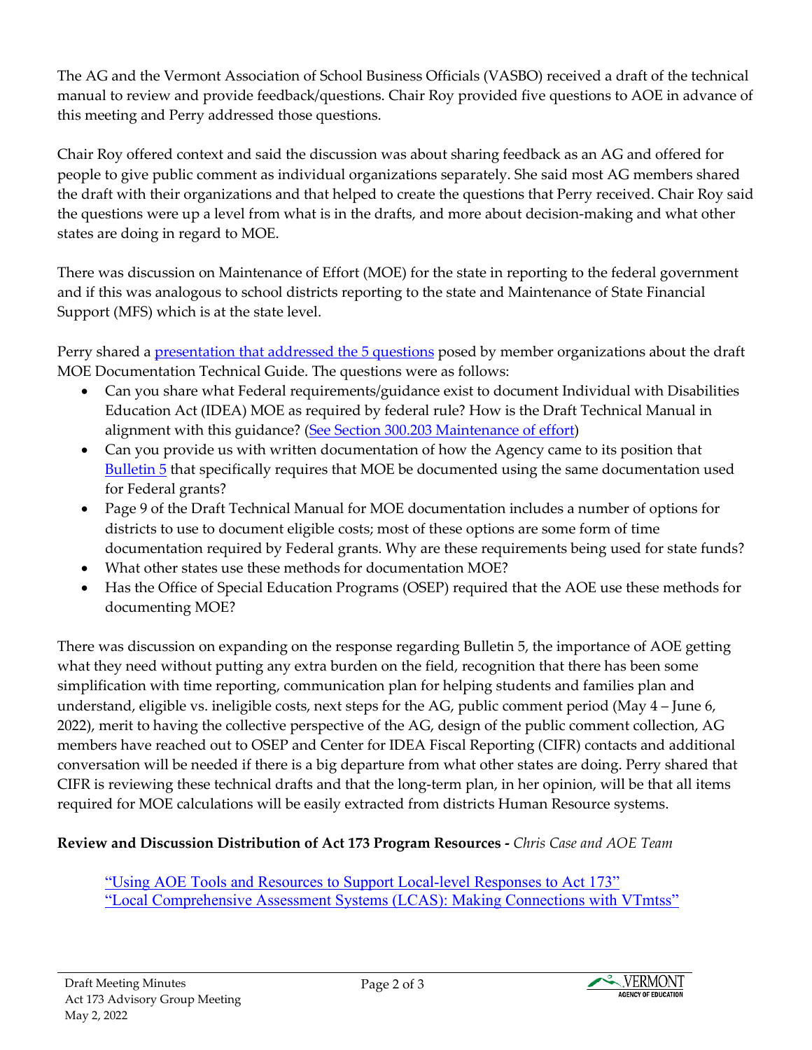The AG and the Vermont Association of School Business Officials (VASBO) received a draft of the technical manual to review and provide feedback/questions. Chair Roy provided five questions to AOE in advance of this meeting and Perry addressed those questions.

Chair Roy offered context and said the discussion was about sharing feedback as an AG and offered for people to give public comment as individual organizations separately. She said most AG members shared the draft with their organizations and that helped to create the questions that Perry received. Chair Roy said the questions were up a level from what is in the drafts, and more about decision-making and what other states are doing in regard to MOE.

There was discussion on Maintenance of Effort (MOE) for the state in reporting to the federal government and if this was analogous to school districts reporting to the state and Maintenance of State Financial Support (MFS) which is at the state level.

Perry shared a [presentation that addressed the 5 questions] posed by member organizations about the draft MOE Documentation Technical Guide. The questions were as follows:

- Can you share what Federal requirements/guidance exist to document Individual with Disabilities Education Act (IDEA) MOE as required by federal rule? How is the Draft Technical Manual in alignment with this guidance? ([See Section 300.203 Maintenance of effort])
- Can you provide us with written documentation of how the Agency came to its position that [Bulletin 5] that specifically requires that MOE be documented using the same documentation used for Federal grants?
- Page 9 of the Draft Technical Manual for MOE documentation includes a number of options for districts to use to document eligible costs; most of these options are some form of time documentation required by Federal grants. Why are these requirements being used for state funds?
- What other states use these methods for documentation MOE?
- Has the Office of Special Education Programs (OSEP) required that the AOE use these methods for documenting MOE?

There was discussion on expanding on the response regarding Bulletin 5, the importance of AOE getting what they need without putting any extra burden on the field, recognition that there has been some simplification with time reporting, communication plan for helping students and families plan and understand, eligible vs. ineligible costs, next steps for the AG, public comment period (May 4 – June 6, 2022), merit to having the collective perspective of the AG, design of the public comment collection, AG members have reached out to OSEP and Center for IDEA Fiscal Reporting (CIFR) contacts and additional conversation will be needed if there is a big departure from what other states are doing. Perry shared that CIFR is reviewing these technical drafts and that the long-term plan, in her opinion, will be that all items required for MOE calculations will be easily extracted from districts Human Resource systems.

**Review and Discussion Distribution of Act 173 Program Resources -** *Chris Case and AOE Team*

["Using AOE Tools and Resources to Support Local-level Responses to Act 173"]
["Local Comprehensive Assessment Systems (LCAS): Making Connections with VTmtss"]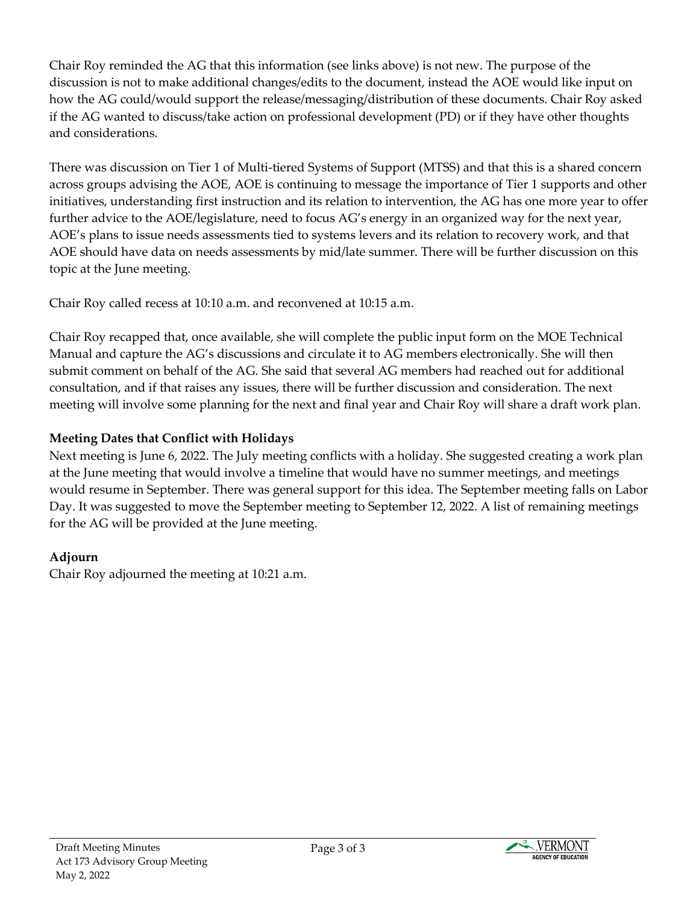Chair Roy reminded the AG that this information (see links above) is not new. The purpose of the discussion is not to make additional changes/edits to the document, instead the AOE would like input on how the AG could/would support the release/messaging/distribution of these documents. Chair Roy asked if the AG wanted to discuss/take action on professional development (PD) or if they have other thoughts and considerations.

There was discussion on Tier 1 of Multi-tiered Systems of Support (MTSS) and that this is a shared concern across groups advising the AOE, AOE is continuing to message the importance of Tier 1 supports and other initiatives, understanding first instruction and its relation to intervention, the AG has one more year to offer further advice to the AOE/legislature, need to focus AG's energy in an organized way for the next year, AOE's plans to issue needs assessments tied to systems levers and its relation to recovery work, and that AOE should have data on needs assessments by mid/late summer. There will be further discussion on this topic at the June meeting.

Chair Roy called recess at 10:10 a.m. and reconvened at 10:15 a.m.

Chair Roy recapped that, once available, she will complete the public input form on the MOE Technical Manual and capture the AG's discussions and circulate it to AG members electronically. She will then submit comment on behalf of the AG. She said that several AG members had reached out for additional consultation, and if that raises any issues, there will be further discussion and consideration. The next meeting will involve some planning for the next and final year and Chair Roy will share a draft work plan.

**Meeting Dates that Conflict with Holidays**

Next meeting is June 6, 2022. The July meeting conflicts with a holiday. She suggested creating a work plan at the June meeting that would involve a timeline that would have no summer meetings, and meetings would resume in September. There was general support for this idea. The September meeting falls on Labor Day. It was suggested to move the September meeting to September 12, 2022. A list of remaining meetings for the AG will be provided at the June meeting.

**Adjourn**

Chair Roy adjourned the meeting at 10:21 a.m.